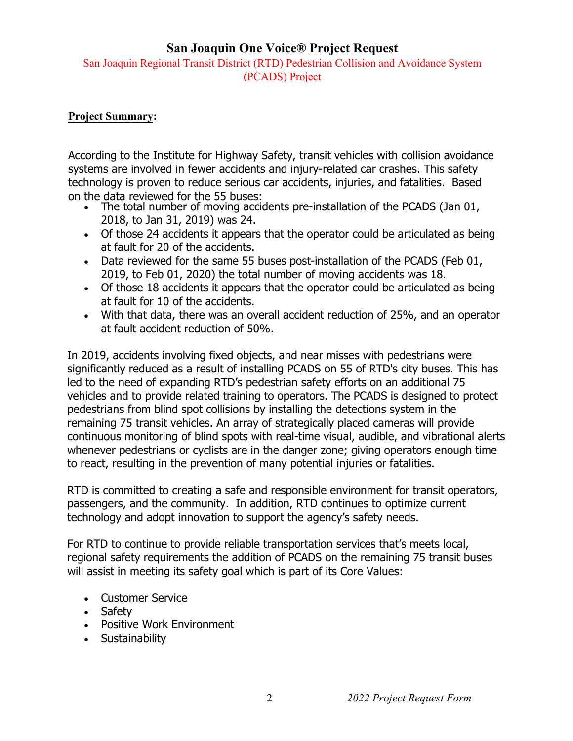# San Joaquin One Voice® Project Request

San Joaquin Regional Transit District (RTD) Pedestrian Collision and Avoidance System (PCADS) Project

**Project Summary:**

According to the Institute for Highway Safety, transit vehicles with collision avoidance systems are involved in fewer accidents and injury-related car crashes. This safety technology is proven to reduce serious car accidents, injuries, and fatalities. Based on the data reviewed for the 55 buses:

- The total number of moving accidents pre-installation of the PCADS (Jan 01, 2018, to Jan 31, 2019) was 24.
- Of those 24 accidents it appears that the operator could be articulated as being at fault for 20 of the accidents.
- Data reviewed for the same 55 buses post-installation of the PCADS (Feb 01, 2019, to Feb 01, 2020) the total number of moving accidents was 18.
- Of those 18 accidents it appears that the operator could be articulated as being at fault for 10 of the accidents.
- With that data, there was an overall accident reduction of 25%, and an operator at fault accident reduction of 50%.

In 2019, accidents involving fixed objects, and near misses with pedestrians were significantly reduced as a result of installing PCADS on 55 of RTD's city buses. This has led to the need of expanding RTD's pedestrian safety efforts on an additional 75 vehicles and to provide related training to operators. The PCADS is designed to protect pedestrians from blind spot collisions by installing the detections system in the remaining 75 transit vehicles. An array of strategically placed cameras will provide continuous monitoring of blind spots with real-time visual, audible, and vibrational alerts whenever pedestrians or cyclists are in the danger zone; giving operators enough time to react, resulting in the prevention of many potential injuries or fatalities.

RTD is committed to creating a safe and responsible environment for transit operators, passengers, and the community. In addition, RTD continues to optimize current technology and adopt innovation to support the agency's safety needs.

For RTD to continue to provide reliable transportation services that's meets local, regional safety requirements the addition of PCADS on the remaining 75 transit buses will assist in meeting its safety goal which is part of its Core Values:

- Customer Service
- Safety
- Positive Work Environment
- Sustainability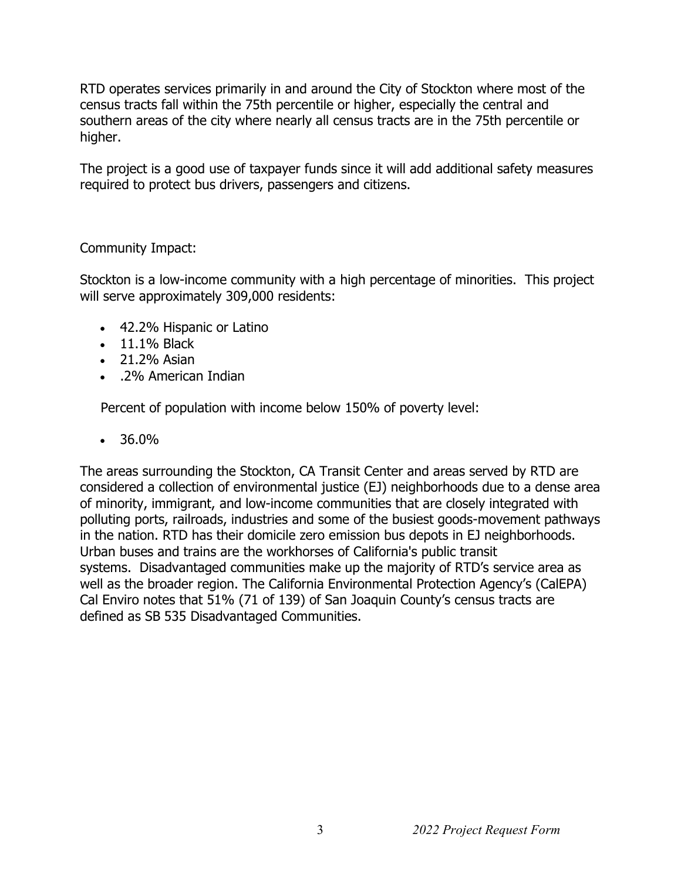RTD operates services primarily in and around the City of Stockton where most of the census tracts fall within the 75th percentile or higher, especially the central and southern areas of the city where nearly all census tracts are in the 75th percentile or higher.

The project is a good use of taxpayer funds since it will add additional safety measures required to protect bus drivers, passengers and citizens.

Community Impact:

Stockton is a low-income community with a high percentage of minorities. This project will serve approximately 309,000 residents:

- 42.2% Hispanic or Latino
- 11.1% Black
- 21.2% Asian
- .2% American Indian

Percent of population with income below 150% of poverty level:

- 36.0%

The areas surrounding the Stockton, CA Transit Center and areas served by RTD are considered a collection of environmental justice (EJ) neighborhoods due to a dense area of minority, immigrant, and low-income communities that are closely integrated with polluting ports, railroads, industries and some of the busiest goods-movement pathways in the nation. RTD has their domicile zero emission bus depots in EJ neighborhoods. Urban buses and trains are the workhorses of California's public transit systems. Disadvantaged communities make up the majority of RTD's service area as well as the broader region. The California Environmental Protection Agency's (CalEPA) Cal Enviro notes that 51% (71 of 139) of San Joaquin County's census tracts are defined as SB 535 Disadvantaged Communities.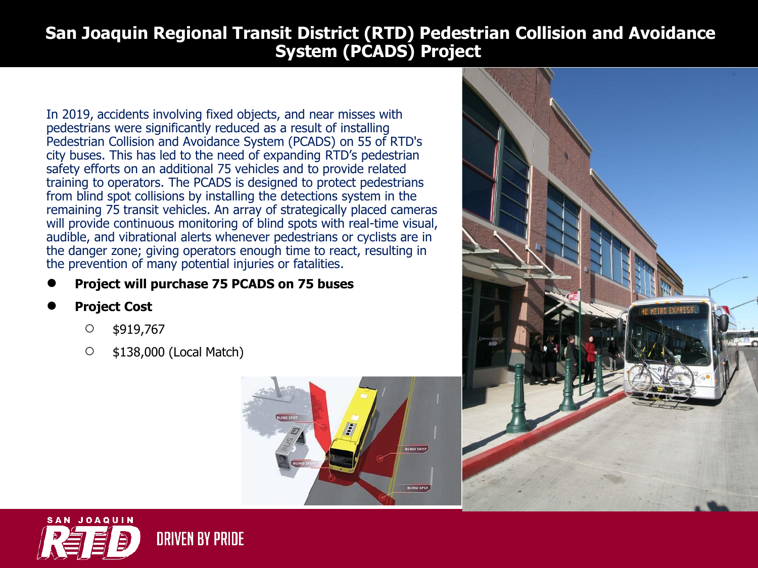# San Joaquin Regional Transit District (RTD) Pedestrian Collision and Avoidance System (PCADS) Project

In 2019, accidents involving fixed objects, and near misses with pedestrians were significantly reduced as a result of installing Pedestrian Collision and Avoidance System (PCADS) on 55 of RTD's city buses. This has led to the need of expanding RTD's pedestrian safety efforts on an additional 75 vehicles and to provide related training to operators. The PCADS is designed to protect pedestrians from blind spot collisions by installing the detections system in the remaining 75 transit vehicles. An array of strategically placed cameras will provide continuous monitoring of blind spots with real-time visual, audible, and vibrational alerts whenever pedestrians or cyclists are in the danger zone; giving operators enough time to react, resulting in the prevention of many potential injuries or fatalities.

- **Project will purchase 75 PCADS on 75 buses**
- **Project Cost**
  - $919,767
  - $138,000 (Local Match)